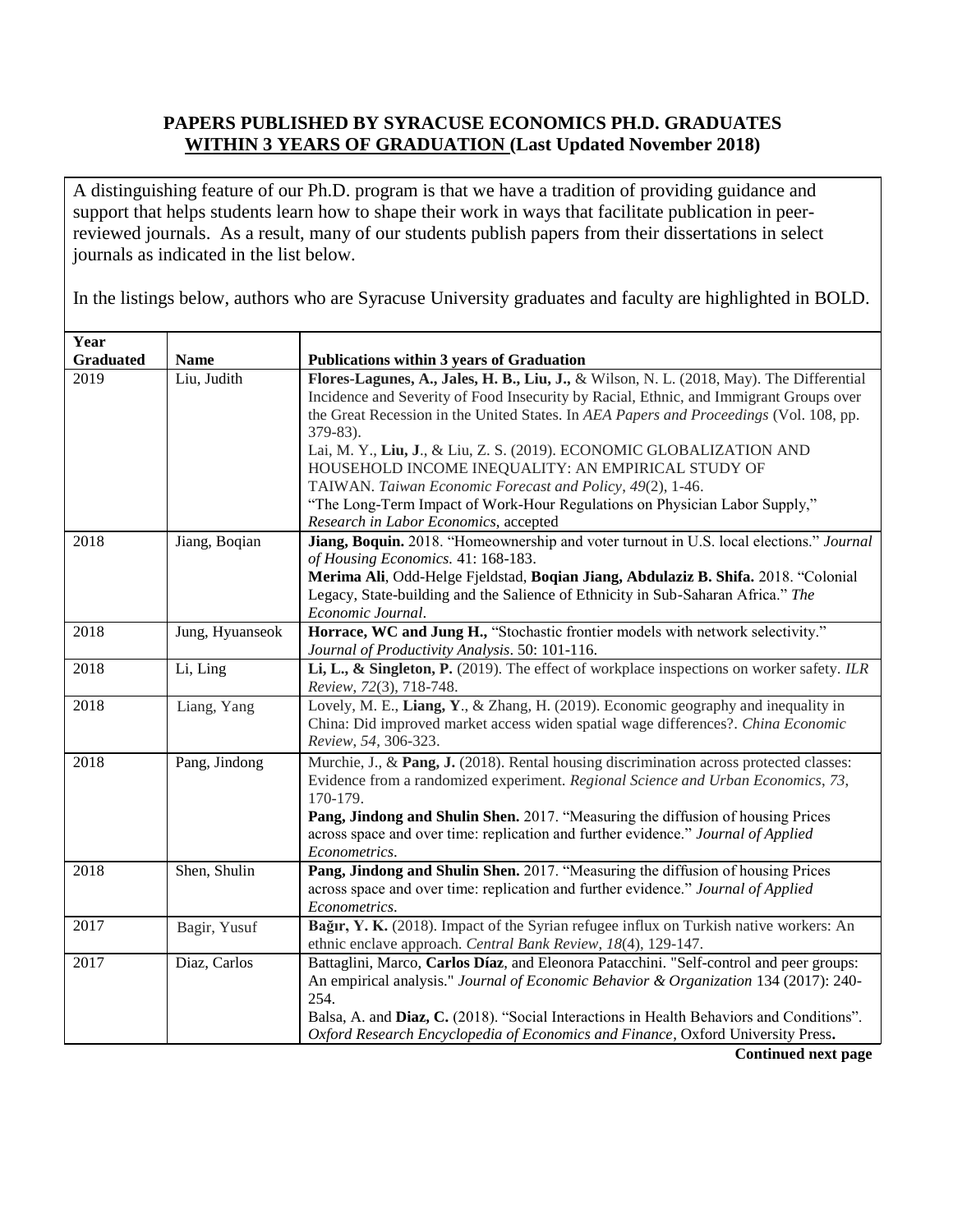**PAPERS PUBLISHED BY SYRACUSE ECONOMICS PH.D. GRADUATES**
**WITHIN 3 YEARS OF GRADUATION (Last Updated November 2018)**

A distinguishing feature of our Ph.D. program is that we have a tradition of providing guidance and support that helps students learn how to shape their work in ways that facilitate publication in peer-reviewed journals. As a result, many of our students publish papers from their dissertations in select journals as indicated in the list below.

In the listings below, authors who are Syracuse University graduates and faculty are highlighted in BOLD.

| Year Graduated | Name | Publications within 3 years of Graduation |
|---|---|---|
| 2019 | Liu, Judith | **Flores-Lagunes, A., Jales, H. B., Liu, J.,** & Wilson, N. L. (2018, May). The Differential Incidence and Severity of Food Insecurity by Racial, Ethnic, and Immigrant Groups over the Great Recession in the United States. In *AEA Papers and Proceedings* (Vol. 108, pp. 379-83).<br>Lai, M. Y., **Liu, J**., & Liu, Z. S. (2019). ECONOMIC GLOBALIZATION AND HOUSEHOLD INCOME INEQUALITY: AN EMPIRICAL STUDY OF TAIWAN. *Taiwan Economic Forecast and Policy*, *49*(2), 1-46.<br>"The Long-Term Impact of Work-Hour Regulations on Physician Labor Supply," *Research in Labor Economics*, accepted |
| 2018 | Jiang, Boqian | **Jiang, Boquin.** 2018. "Homeownership and voter turnout in U.S. local elections." *Journal of Housing Economics.* 41: 168-183.<br>**Merima Ali**, Odd-Helge Fjeldstad, **Boqian Jiang, Abdulaziz B. Shifa.** 2018. "Colonial Legacy, State-building and the Salience of Ethnicity in Sub-Saharan Africa." *The Economic Journal*. |
| 2018 | Jung, Hyuanseok | **Horrace, WC and Jung H.,** "Stochastic frontier models with network selectivity." *Journal of Productivity Analysis*. 50: 101-116. |
| 2018 | Li, Ling | **Li, L., & Singleton, P.** (2019). The effect of workplace inspections on worker safety. *ILR Review*, *72*(3), 718-748. |
| 2018 | Liang, Yang | Lovely, M. E., **Liang, Y**., & Zhang, H. (2019). Economic geography and inequality in China: Did improved market access widen spatial wage differences?. *China Economic Review*, *54*, 306-323. |
| 2018 | Pang, Jindong | Murchie, J., & **Pang, J.** (2018). Rental housing discrimination across protected classes: Evidence from a randomized experiment. *Regional Science and Urban Economics*, *73*, 170-179.<br>**Pang, Jindong and Shulin Shen.** 2017. "Measuring the diffusion of housing Prices across space and over time: replication and further evidence." *Journal of Applied Econometrics.* |
| 2018 | Shen, Shulin | **Pang, Jindong and Shulin Shen.** 2017. "Measuring the diffusion of housing Prices across space and over time: replication and further evidence." *Journal of Applied Econometrics.* |
| 2017 | Bagir, Yusuf | **Bağır, Y. K.** (2018). Impact of the Syrian refugee influx on Turkish native workers: An ethnic enclave approach. *Central Bank Review*, *18*(4), 129-147. |
| 2017 | Diaz, Carlos | Battaglini, Marco, **Carlos Díaz**, and Eleonora Patacchini. "Self-control and peer groups: An empirical analysis." *Journal of Economic Behavior & Organization* 134 (2017): 240-254.<br>Balsa, A. and **Diaz, C.** (2018). "Social Interactions in Health Behaviors and Conditions". *Oxford Research Encyclopedia of Economics and Finance*, Oxford University Press. |

**Continued next page**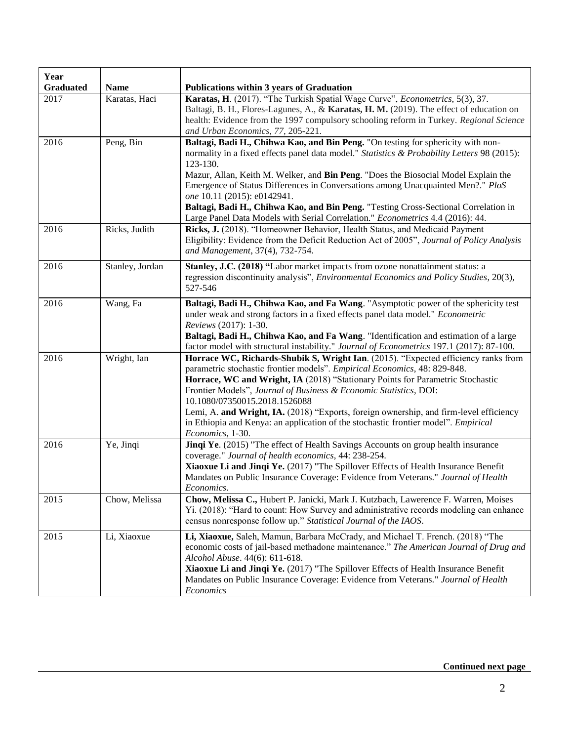| Year Graduated | Name | Publications within 3 years of Graduation |
|---|---|---|
| 2017 | Karatas, Haci | **Karatas, H**. (2017). "The Turkish Spatial Wage Curve", *Econometrics*, 5(3), 37.<br>Baltagi, B. H., Flores-Lagunes, A., & **Karatas, H. M.** (2019). The effect of education on health: Evidence from the 1997 compulsory schooling reform in Turkey. *Regional Science and Urban Economics*, *77*, 205-221. |
| 2016 | Peng, Bin | **Baltagi, Badi H., Chihwa Kao, and Bin Peng.** "On testing for sphericity with non-normality in a fixed effects panel data model." *Statistics & Probability Letters* 98 (2015): 123-130.<br>Mazur, Allan, Keith M. Welker, and **Bin Peng**. "Does the Biosocial Model Explain the Emergence of Status Differences in Conversations among Unacquainted Men?." *PloS one* 10.11 (2015): e0142941.<br>**Baltagi, Badi H., Chihwa Kao, and Bin Peng.** "Testing Cross-Sectional Correlation in Large Panel Data Models with Serial Correlation." *Econometrics* 4.4 (2016): 44. |
| 2016 | Ricks, Judith | **Ricks, J.** (2018). "Homeowner Behavior, Health Status, and Medicaid Payment Eligibility: Evidence from the Deficit Reduction Act of 2005", *Journal of Policy Analysis and Management*, 37(4), 732-754. |
| 2016 | Stanley, Jordan | **Stanley, J.C. (2018) "**Labor market impacts from ozone nonattainment status: a regression discontinuity analysis", *Environmental Economics and Policy Studies*, 20(3), 527-546 |
| 2016 | Wang, Fa | **Baltagi, Badi H., Chihwa Kao, and Fa Wang**. "Asymptotic power of the sphericity test under weak and strong factors in a fixed effects panel data model." *Econometric Reviews* (2017): 1-30.<br>**Baltagi, Badi H., Chihwa Kao, and Fa Wang**. "Identification and estimation of a large factor model with structural instability." *Journal of Econometrics* 197.1 (2017): 87-100. |
| 2016 | Wright, Ian | **Horrace WC, Richards-Shubik S, Wright Ian**. (2015). "Expected efficiency ranks from parametric stochastic frontier models". *Empirical Economics*, 48: 829-848.<br>**Horrace, WC and Wright, IA** (2018) "Stationary Points for Parametric Stochastic Frontier Models", *Journal of Business & Economic Statistics*, DOI: 10.1080/07350015.2018.1526088<br>Lemi, A. **and Wright, IA.** (2018) "Exports, foreign ownership, and firm-level efficiency in Ethiopia and Kenya: an application of the stochastic frontier model". *Empirical Economics*, 1-30. |
| 2016 | Ye, Jinqi | **Jinqi Ye**. (2015) "The effect of Health Savings Accounts on group health insurance coverage." *Journal of health economics*, 44: 238-254.<br>**Xiaoxue Li and Jinqi Ye.** (2017) "The Spillover Effects of Health Insurance Benefit Mandates on Public Insurance Coverage: Evidence from Veterans." *Journal of Health Economics*. |
| 2015 | Chow, Melissa | **Chow, Melissa C.,** Hubert P. Janicki, Mark J. Kutzbach, Lawerence F. Warren, Moises Yi. (2018): "Hard to count: How Survey and administrative records modeling can enhance census nonresponse follow up." *Statistical Journal of the IAOS*. |
| 2015 | Li, Xiaoxue | **Li, Xiaoxue,** Saleh, Mamun, Barbara McCrady, and Michael T. French. (2018) "The economic costs of jail-based methadone maintenance." *The American Journal of Drug and Alcohol Abuse*. 44(6): 611-618.<br>**Xiaoxue Li and Jinqi Ye.** (2017) "The Spillover Effects of Health Insurance Benefit Mandates on Public Insurance Coverage: Evidence from Veterans." *Journal of Health Economics* |

**Continued next page**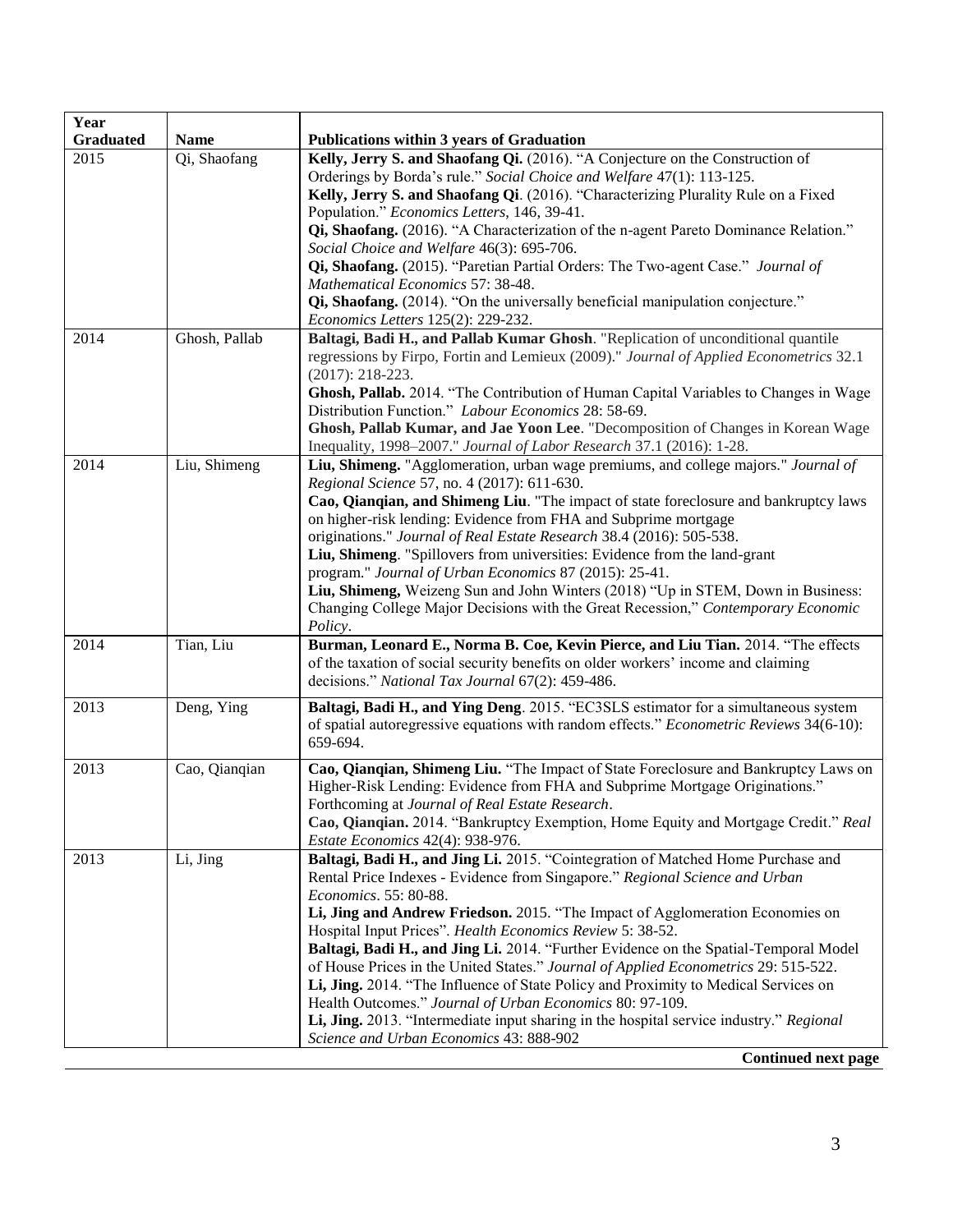| Year Graduated | Name | Publications within 3 years of Graduation |
|---|---|---|
| 2015 | Qi, Shaofang | **Kelly, Jerry S. and Shaofang Qi.** (2016). "A Conjecture on the Construction of Orderings by Borda's rule." *Social Choice and Welfare* 47(1): 113-125. **Kelly, Jerry S. and Shaofang Qi**. (2016). "Characterizing Plurality Rule on a Fixed Population." *Economics Letters,* 146, 39-41. **Qi, Shaofang.** (2016). "A Characterization of the n-agent Pareto Dominance Relation." *Social Choice and Welfare* 46(3): 695-706. **Qi, Shaofang.** (2015). "Paretian Partial Orders: The Two-agent Case." *Journal of Mathematical Economics* 57: 38-48. **Qi, Shaofang.** (2014). "On the universally beneficial manipulation conjecture." *Economics Letters* 125(2): 229-232. |
| 2014 | Ghosh, Pallab | **Baltagi, Badi H., and Pallab Kumar Ghosh**. "Replication of unconditional quantile regressions by Firpo, Fortin and Lemieux (2009)." *Journal of Applied Econometrics* 32.1 (2017): 218-223. **Ghosh, Pallab.** 2014. "The Contribution of Human Capital Variables to Changes in Wage Distribution Function." *Labour Economics* 28: 58-69. **Ghosh, Pallab Kumar, and Jae Yoon Lee**. "Decomposition of Changes in Korean Wage Inequality, 1998–2007." *Journal of Labor Research* 37.1 (2016): 1-28. |
| 2014 | Liu, Shimeng | **Liu, Shimeng.** "Agglomeration, urban wage premiums, and college majors." *Journal of Regional Science* 57, no. 4 (2017): 611-630. **Cao, Qianqian, and Shimeng Liu**. "The impact of state foreclosure and bankruptcy laws on higher-risk lending: Evidence from FHA and Subprime mortgage originations." *Journal of Real Estate Research* 38.4 (2016): 505-538. **Liu, Shimeng**. "Spillovers from universities: Evidence from the land-grant program." *Journal of Urban Economics* 87 (2015): 25-41. **Liu, Shimeng,** Weizeng Sun and John Winters (2018) "Up in STEM, Down in Business: Changing College Major Decisions with the Great Recession," *Contemporary Economic Policy*. |
| 2014 | Tian, Liu | **Burman, Leonard E., Norma B. Coe, Kevin Pierce, and Liu Tian.** 2014. "The effects of the taxation of social security benefits on older workers' income and claiming decisions." *National Tax Journal* 67(2): 459-486. |
| 2013 | Deng, Ying | **Baltagi, Badi H., and Ying Deng**. 2015. "EC3SLS estimator for a simultaneous system of spatial autoregressive equations with random effects." *Econometric Reviews* 34(6-10): 659-694. |
| 2013 | Cao, Qianqian | **Cao, Qianqian, Shimeng Liu.** "The Impact of State Foreclosure and Bankruptcy Laws on Higher-Risk Lending: Evidence from FHA and Subprime Mortgage Originations." Forthcoming at *Journal of Real Estate Research*. **Cao, Qianqian.** 2014. "Bankruptcy Exemption, Home Equity and Mortgage Credit." *Real Estate Economics* 42(4): 938-976. |
| 2013 | Li, Jing | **Baltagi, Badi H., and Jing Li.** 2015. "Cointegration of Matched Home Purchase and Rental Price Indexes - Evidence from Singapore." *Regional Science and Urban Economics*. 55: 80-88. **Li, Jing and Andrew Friedson.** 2015. "The Impact of Agglomeration Economies on Hospital Input Prices". *Health Economics Review* 5: 38-52. **Baltagi, Badi H., and Jing Li.** 2014. "Further Evidence on the Spatial-Temporal Model of House Prices in the United States." *Journal of Applied Econometrics* 29: 515-522. **Li, Jing.** 2014. "The Influence of State Policy and Proximity to Medical Services on Health Outcomes." *Journal of Urban Economics* 80: 97-109. **Li, Jing.** 2013. "Intermediate input sharing in the hospital service industry." *Regional Science and Urban Economics* 43: 888-902 |

**Continued next page**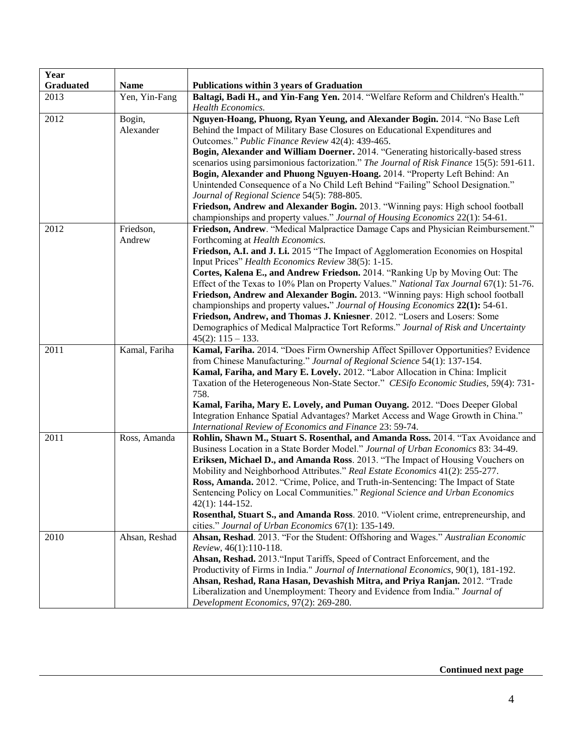| Year Graduated | Name | Publications within 3 years of Graduation |
|---|---|---|
| 2013 | Yen, Yin-Fang | **Baltagi, Badi H., and Yin-Fang Yen.** 2014. "Welfare Reform and Children's Health." *Health Economics.* |
| 2012 | Bogin, Alexander | **Nguyen-Hoang, Phuong, Ryan Yeung, and Alexander Bogin.** 2014. "No Base Left Behind the Impact of Military Base Closures on Educational Expenditures and Outcomes." *Public Finance Review* 42(4): 439-465.<br>**Bogin, Alexander and William Doerner.** 2014. "Generating historically-based stress scenarios using parsimonious factorization." *The Journal of Risk Finance* 15(5): 591-611.<br>**Bogin, Alexander and Phuong Nguyen-Hoang.** 2014. "Property Left Behind: An Unintended Consequence of a No Child Left Behind "Failing" School Designation." *Journal of Regional Science* 54(5): 788-805.<br>**Friedson, Andrew and Alexander Bogin.** 2013. "Winning pays: High school football championships and property values." *Journal of Housing Economics* 22(1): 54-61. |
| 2012 | Friedson, Andrew | **Friedson, Andrew**. "Medical Malpractice Damage Caps and Physician Reimbursement." Forthcoming at *Health Economics.*<br>**Friedson, A.I. and J. Li.** 2015 "The Impact of Agglomeration Economies on Hospital Input Prices" *Health Economics Review* 38(5): 1-15.<br>**Cortes, Kalena E., and Andrew Friedson.** 2014. "Ranking Up by Moving Out: The Effect of the Texas to 10% Plan on Property Values." *National Tax Journal* 67(1): 51-76.<br>**Friedson, Andrew and Alexander Bogin.** 2013. "Winning pays: High school football championships and property values." *Journal of Housing Economics* **22(1):** 54-61.<br>**Friedson, Andrew, and Thomas J. Kniesner**. 2012. "Losers and Losers: Some Demographics of Medical Malpractice Tort Reforms." *Journal of Risk and Uncertainty* 45(2): 115 – 133. |
| 2011 | Kamal, Fariha | **Kamal, Fariha.** 2014. "Does Firm Ownership Affect Spillover Opportunities? Evidence from Chinese Manufacturing." *Journal of Regional Science* 54(1): 137-154.<br>**Kamal, Fariha, and Mary E. Lovely.** 2012. "Labor Allocation in China: Implicit Taxation of the Heterogeneous Non-State Sector." *CESifo Economic Studies,* 59(4): 731-758.<br>**Kamal, Fariha, Mary E. Lovely, and Puman Ouyang.** 2012. "Does Deeper Global Integration Enhance Spatial Advantages? Market Access and Wage Growth in China." *International Review of Economics and Finance* 23: 59-74. |
| 2011 | Ross, Amanda | **Rohlin, Shawn M., Stuart S. Rosenthal, and Amanda Ross.** 2014. "Tax Avoidance and Business Location in a State Border Model." *Journal of Urban Economics* 83: 34-49.<br>**Eriksen, Michael D., and Amanda Ross**. 2013. "The Impact of Housing Vouchers on Mobility and Neighborhood Attributes." *Real Estate Economics* 41(2): 255-277.<br>**Ross, Amanda.** 2012. "Crime, Police, and Truth-in-Sentencing: The Impact of State Sentencing Policy on Local Communities." *Regional Science and Urban Economics* 42(1): 144-152.<br>**Rosenthal, Stuart S., and Amanda Ross**. 2010. "Violent crime, entrepreneurship, and cities." *Journal of Urban Economics* 67(1): 135-149. |
| 2010 | Ahsan, Reshad | **Ahsan, Reshad**. 2013. "For the Student: Offshoring and Wages." *Australian Economic Review*, 46(1):110-118.<br>**Ahsan, Reshad.** 2013."Input Tariffs, Speed of Contract Enforcement, and the Productivity of Firms in India." *Journal of International Economics*, 90(1), 181-192.<br>**Ahsan, Reshad, Rana Hasan, Devashish Mitra, and Priya Ranjan.** 2012. "Trade Liberalization and Unemployment: Theory and Evidence from India." *Journal of Development Economics*, 97(2): 269-280. |

**Continued next page**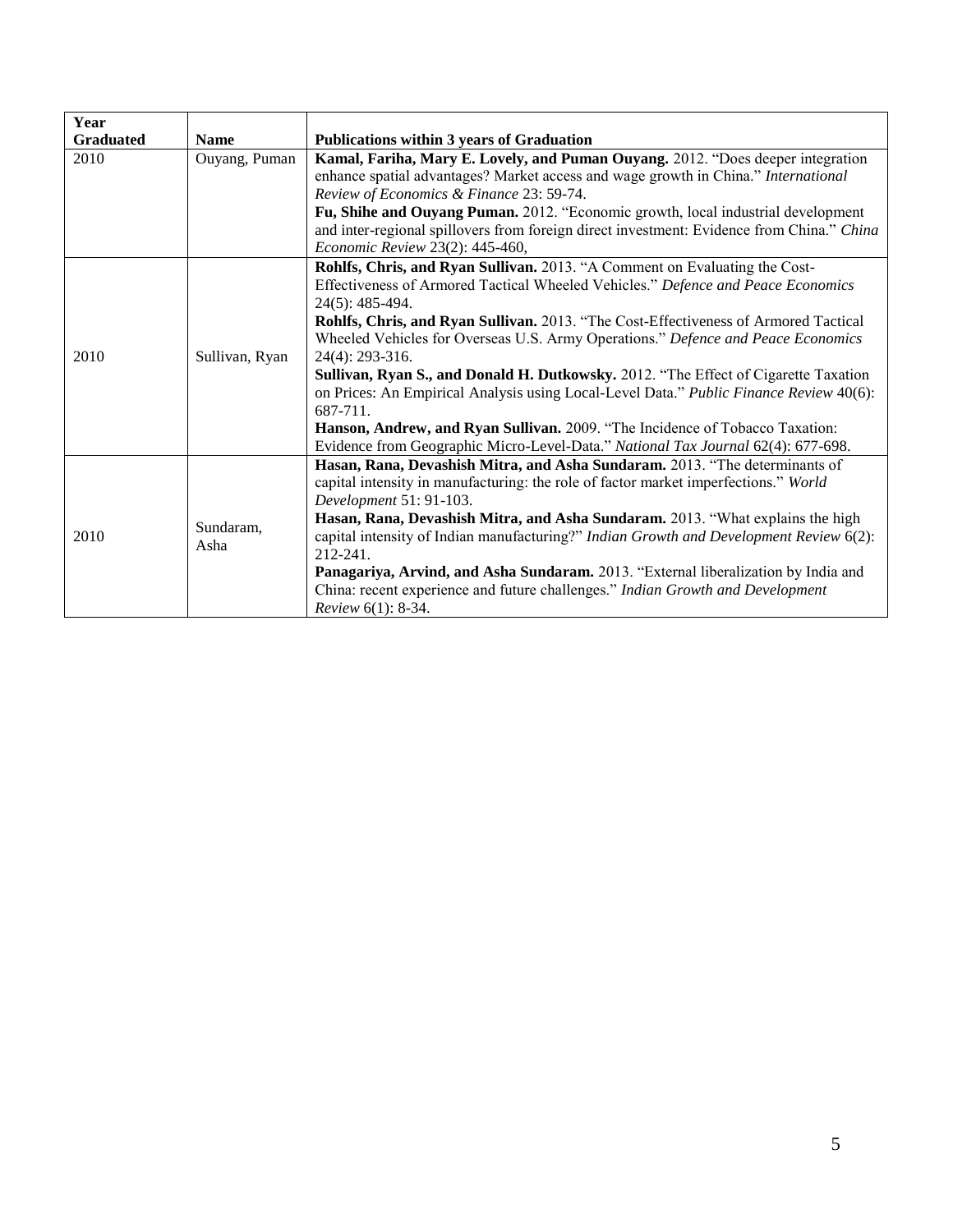| Year Graduated | Name | Publications within 3 years of Graduation |
|---|---|---|
| 2010 | Ouyang, Puman | **Kamal, Fariha, Mary E. Lovely, and Puman Ouyang.** 2012. "Does deeper integration enhance spatial advantages? Market access and wage growth in China." *International Review of Economics & Finance* 23: 59-74.<br>**Fu, Shihe and Ouyang Puman.** 2012. "Economic growth, local industrial development and inter-regional spillovers from foreign direct investment: Evidence from China." *China Economic Review* 23(2): 445-460, |
| 2010 | Sullivan, Ryan | **Rohlfs, Chris, and Ryan Sullivan.** 2013. "A Comment on Evaluating the Cost-Effectiveness of Armored Tactical Wheeled Vehicles." *Defence and Peace Economics* 24(5): 485-494.<br>**Rohlfs, Chris, and Ryan Sullivan.** 2013. "The Cost-Effectiveness of Armored Tactical Wheeled Vehicles for Overseas U.S. Army Operations." *Defence and Peace Economics* 24(4): 293-316.<br>**Sullivan, Ryan S., and Donald H. Dutkowsky.** 2012. "The Effect of Cigarette Taxation on Prices: An Empirical Analysis using Local-Level Data." *Public Finance Review* 40(6): 687-711.<br>**Hanson, Andrew, and Ryan Sullivan.** 2009. "The Incidence of Tobacco Taxation: Evidence from Geographic Micro-Level-Data." *National Tax Journal* 62(4): 677-698. |
| 2010 | Sundaram, Asha | **Hasan, Rana, Devashish Mitra, and Asha Sundaram.** 2013. "The determinants of capital intensity in manufacturing: the role of factor market imperfections." *World Development* 51: 91-103.<br>**Hasan, Rana, Devashish Mitra, and Asha Sundaram.** 2013. "What explains the high capital intensity of Indian manufacturing?" *Indian Growth and Development Review* 6(2): 212-241.<br>**Panagariya, Arvind, and Asha Sundaram.** 2013. "External liberalization by India and China: recent experience and future challenges." *Indian Growth and Development Review* 6(1): 8-34. |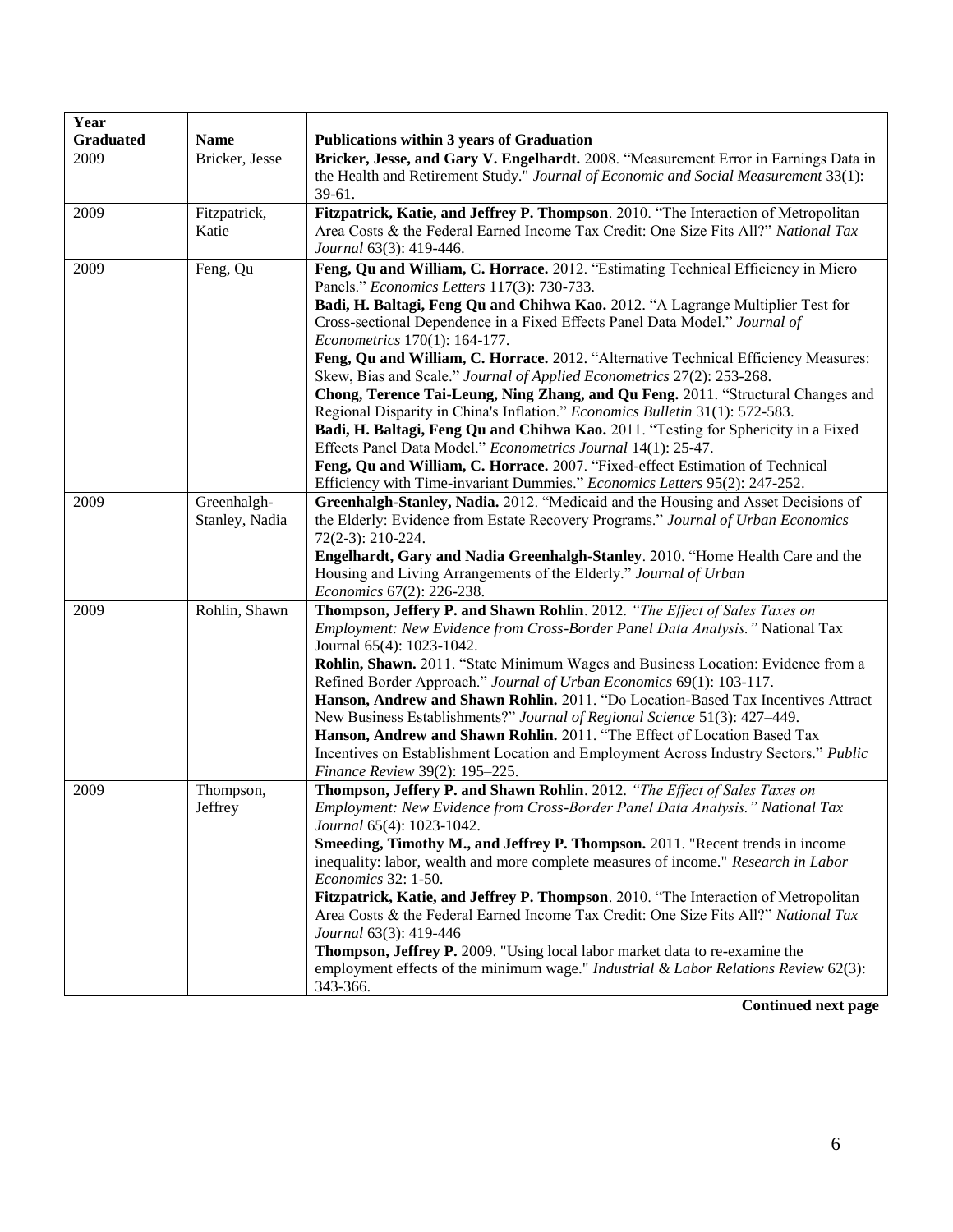| Year Graduated | Name | Publications within 3 years of Graduation |
|---|---|---|
| 2009 | Bricker, Jesse | **Bricker, Jesse, and Gary V. Engelhardt.** 2008. "Measurement Error in Earnings Data in the Health and Retirement Study." *Journal of Economic and Social Measurement* 33(1): 39-61. |
| 2009 | Fitzpatrick, Katie | **Fitzpatrick, Katie, and Jeffrey P. Thompson**. 2010. "The Interaction of Metropolitan Area Costs & the Federal Earned Income Tax Credit: One Size Fits All?" *National Tax Journal* 63(3): 419-446. |
| 2009 | Feng, Qu | **Feng, Qu and William, C. Horrace.** 2012. "Estimating Technical Efficiency in Micro Panels." *Economics Letters* 117(3): 730-733. **Badi, H. Baltagi, Feng Qu and Chihwa Kao.** 2012. "A Lagrange Multiplier Test for Cross-sectional Dependence in a Fixed Effects Panel Data Model." *Journal of Econometrics* 170(1): 164-177. **Feng, Qu and William, C. Horrace.** 2012. "Alternative Technical Efficiency Measures: Skew, Bias and Scale." *Journal of Applied Econometrics* 27(2): 253-268. **Chong, Terence Tai-Leung, Ning Zhang, and Qu Feng.** 2011. "Structural Changes and Regional Disparity in China's Inflation." *Economics Bulletin* 31(1): 572-583. **Badi, H. Baltagi, Feng Qu and Chihwa Kao.** 2011. "Testing for Sphericity in a Fixed Effects Panel Data Model." *Econometrics Journal* 14(1): 25-47. **Feng, Qu and William, C. Horrace.** 2007. "Fixed-effect Estimation of Technical Efficiency with Time-invariant Dummies." *Economics Letters* 95(2): 247-252. |
| 2009 | Greenhalgh-Stanley, Nadia | **Greenhalgh-Stanley, Nadia.** 2012. "Medicaid and the Housing and Asset Decisions of the Elderly: Evidence from Estate Recovery Programs." *Journal of Urban Economics* 72(2-3): 210-224. **Engelhardt, Gary and Nadia Greenhalgh-Stanley**. 2010. "Home Health Care and the Housing and Living Arrangements of the Elderly." *Journal of Urban Economics* 67(2): 226-238. |
| 2009 | Rohlin, Shawn | **Thompson, Jeffery P. and Shawn Rohlin**. 2012. *"The Effect of Sales Taxes on Employment: New Evidence from Cross-Border Panel Data Analysis."* National Tax Journal 65(4): 1023-1042. **Rohlin, Shawn.** 2011. "State Minimum Wages and Business Location: Evidence from a Refined Border Approach." *Journal of Urban Economics* 69(1): 103-117. **Hanson, Andrew and Shawn Rohlin.** 2011. "Do Location-Based Tax Incentives Attract New Business Establishments?" *Journal of Regional Science* 51(3): 427–449. **Hanson, Andrew and Shawn Rohlin.** 2011. "The Effect of Location Based Tax Incentives on Establishment Location and Employment Across Industry Sectors." *Public Finance Review* 39(2): 195–225. |
| 2009 | Thompson, Jeffrey | **Thompson, Jeffery P. and Shawn Rohlin**. 2012. *"The Effect of Sales Taxes on Employment: New Evidence from Cross-Border Panel Data Analysis." National Tax Journal* 65(4): 1023-1042. **Smeeding, Timothy M., and Jeffrey P. Thompson.** 2011. "Recent trends in income inequality: labor, wealth and more complete measures of income." *Research in Labor Economics* 32: 1-50. **Fitzpatrick, Katie, and Jeffrey P. Thompson**. 2010. "The Interaction of Metropolitan Area Costs & the Federal Earned Income Tax Credit: One Size Fits All?" *National Tax Journal* 63(3): 419-446 **Thompson, Jeffrey P.** 2009. "Using local labor market data to re-examine the employment effects of the minimum wage." *Industrial & Labor Relations Review* 62(3): 343-366. |

**Continued next page**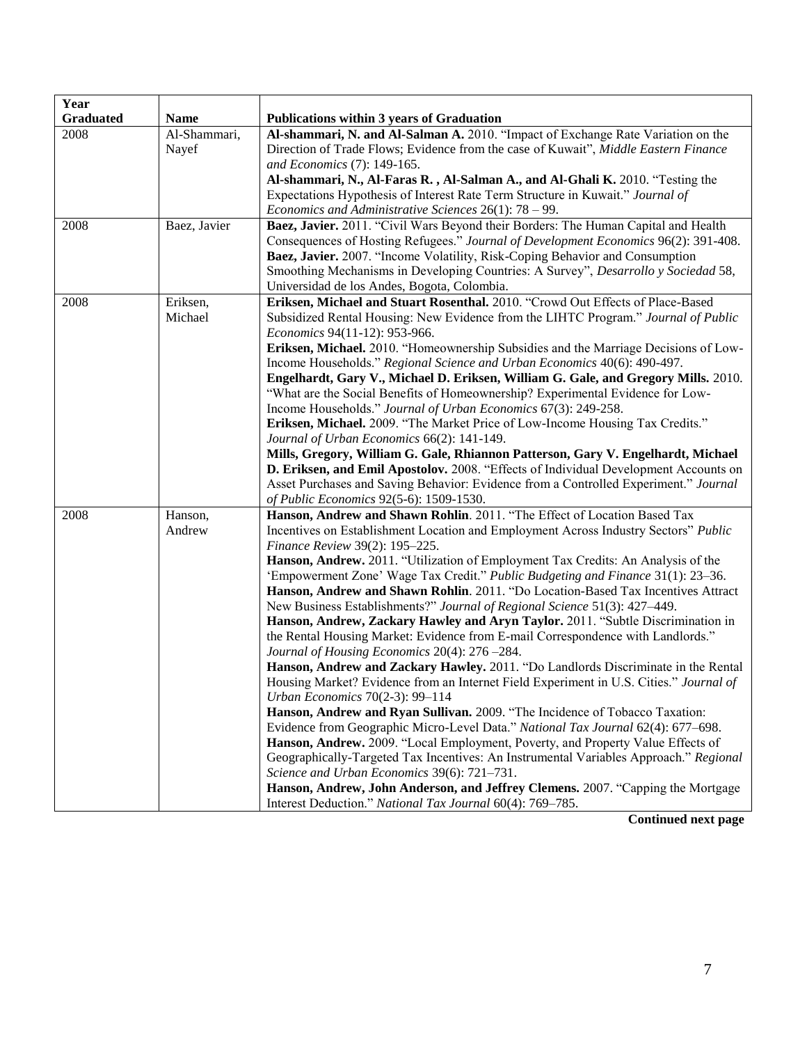| Year Graduated | Name | Publications within 3 years of Graduation |
|---|---|---|
| 2008 | Al-Shammari, Nayef | **Al-shammari, N. and Al-Salman A.** 2010. "Impact of Exchange Rate Variation on the Direction of Trade Flows; Evidence from the case of Kuwait", *Middle Eastern Finance and Economics* (7): 149-165.<br>**Al-shammari, N., Al-Faras R. , Al-Salman A., and Al-Ghali K.** 2010. "Testing the Expectations Hypothesis of Interest Rate Term Structure in Kuwait." *Journal of Economics and Administrative Sciences* 26(1): 78 – 99. |
| 2008 | Baez, Javier | **Baez, Javier.** 2011. "Civil Wars Beyond their Borders: The Human Capital and Health Consequences of Hosting Refugees." *Journal of Development Economics* 96(2): 391-408.<br>**Baez, Javier.** 2007. "Income Volatility, Risk-Coping Behavior and Consumption Smoothing Mechanisms in Developing Countries: A Survey", *Desarrollo y Sociedad* 58, Universidad de los Andes, Bogota, Colombia. |
| 2008 | Eriksen, Michael | **Eriksen, Michael and Stuart Rosenthal.** 2010. "Crowd Out Effects of Place-Based Subsidized Rental Housing: New Evidence from the LIHTC Program." *Journal of Public Economics* 94(11-12): 953-966.<br>**Eriksen, Michael.** 2010. "Homeownership Subsidies and the Marriage Decisions of Low-Income Households." *Regional Science and Urban Economics* 40(6): 490-497.<br>**Engelhardt, Gary V., Michael D. Eriksen, William G. Gale, and Gregory Mills.** 2010. "What are the Social Benefits of Homeownership? Experimental Evidence for Low-Income Households." *Journal of Urban Economics* 67(3): 249-258.<br>**Eriksen, Michael.** 2009. "The Market Price of Low-Income Housing Tax Credits." *Journal of Urban Economics* 66(2): 141-149.<br>**Mills, Gregory, William G. Gale, Rhiannon Patterson, Gary V. Engelhardt, Michael D. Eriksen, and Emil Apostolov.** 2008. "Effects of Individual Development Accounts on Asset Purchases and Saving Behavior: Evidence from a Controlled Experiment." *Journal of Public Economics* 92(5-6): 1509-1530. |
| 2008 | Hanson, Andrew | **Hanson, Andrew and Shawn Rohlin**. 2011. "The Effect of Location Based Tax Incentives on Establishment Location and Employment Across Industry Sectors" *Public Finance Review* 39(2): 195–225.<br>**Hanson, Andrew.** 2011. "Utilization of Employment Tax Credits: An Analysis of the 'Empowerment Zone' Wage Tax Credit." *Public Budgeting and Finance* 31(1): 23–36.<br>**Hanson, Andrew and Shawn Rohlin**. 2011. "Do Location-Based Tax Incentives Attract New Business Establishments?" *Journal of Regional Science* 51(3): 427–449.<br>**Hanson, Andrew, Zackary Hawley and Aryn Taylor.** 2011. "Subtle Discrimination in the Rental Housing Market: Evidence from E-mail Correspondence with Landlords." *Journal of Housing Economics* 20(4): 276 –284.<br>**Hanson, Andrew and Zackary Hawley.** 2011. "Do Landlords Discriminate in the Rental Housing Market? Evidence from an Internet Field Experiment in U.S. Cities." *Journal of Urban Economics* 70(2-3): 99–114<br>**Hanson, Andrew and Ryan Sullivan.** 2009. "The Incidence of Tobacco Taxation: Evidence from Geographic Micro-Level Data." *National Tax Journal* 62(4): 677–698.<br>**Hanson, Andrew.** 2009. "Local Employment, Poverty, and Property Value Effects of Geographically-Targeted Tax Incentives: An Instrumental Variables Approach." *Regional Science and Urban Economics* 39(6): 721–731.<br>**Hanson, Andrew, John Anderson, and Jeffrey Clemens.** 2007. "Capping the Mortgage Interest Deduction." *National Tax Journal* 60(4): 769–785. |

**Continued next page**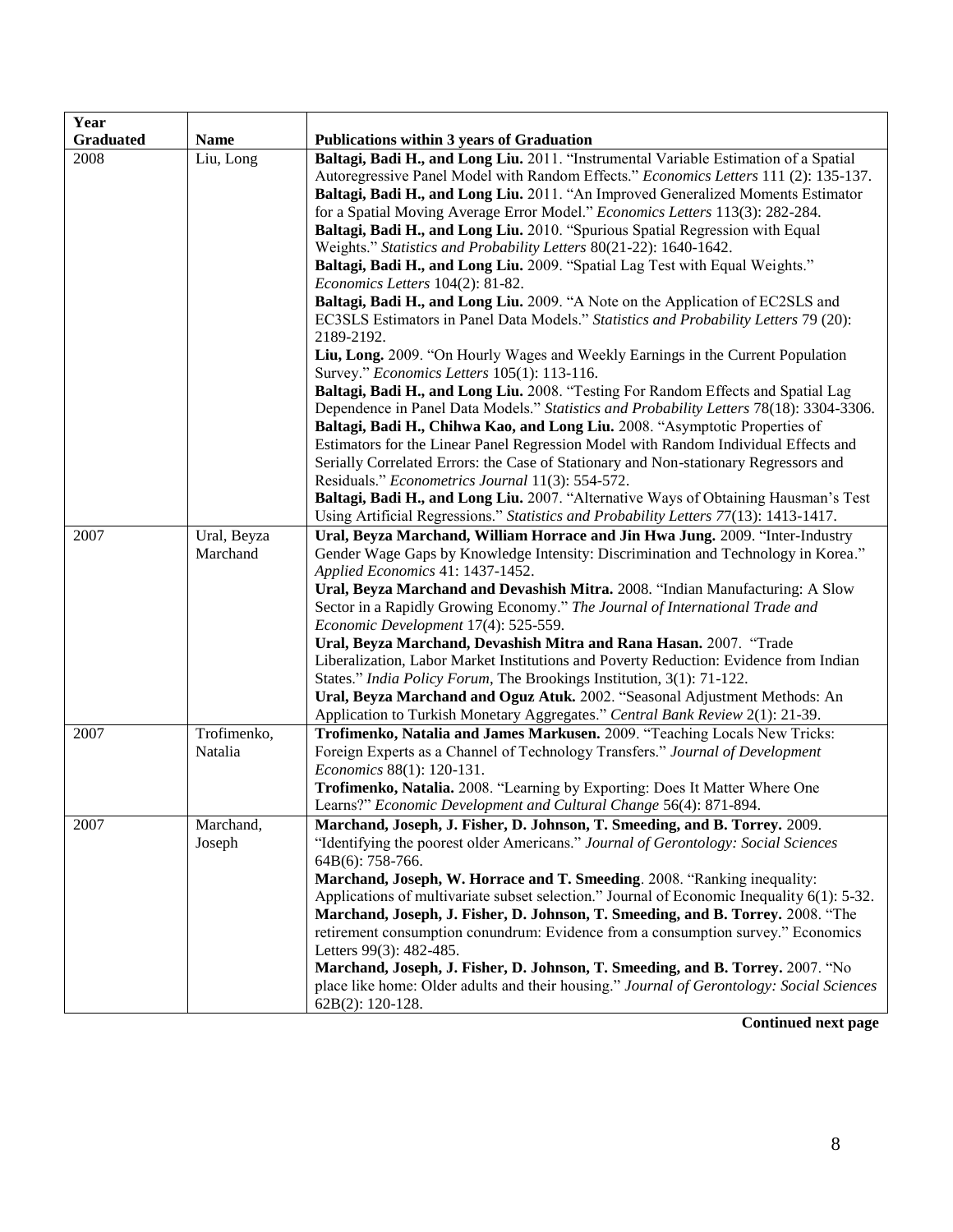| Year Graduated | Name | Publications within 3 years of Graduation |
|---|---|---|
| 2008 | Liu, Long | **Baltagi, Badi H., and Long Liu.** 2011. "Instrumental Variable Estimation of a Spatial Autoregressive Panel Model with Random Effects." *Economics Letters* 111 (2): 135-137. **Baltagi, Badi H., and Long Liu.** 2011. "An Improved Generalized Moments Estimator for a Spatial Moving Average Error Model." *Economics Letters* 113(3): 282-284. **Baltagi, Badi H., and Long Liu.** 2010. "Spurious Spatial Regression with Equal Weights." *Statistics and Probability Letters* 80(21-22): 1640-1642. **Baltagi, Badi H., and Long Liu.** 2009. "Spatial Lag Test with Equal Weights." *Economics Letters* 104(2): 81-82. **Baltagi, Badi H., and Long Liu.** 2009. "A Note on the Application of EC2SLS and EC3SLS Estimators in Panel Data Models." *Statistics and Probability Letters* 79 (20): 2189-2192. **Liu, Long.** 2009. "On Hourly Wages and Weekly Earnings in the Current Population Survey." *Economics Letters* 105(1): 113-116. **Baltagi, Badi H., and Long Liu.** 2008. "Testing For Random Effects and Spatial Lag Dependence in Panel Data Models." *Statistics and Probability Letters* 78(18): 3304-3306. **Baltagi, Badi H., Chihwa Kao, and Long Liu.** 2008. "Asymptotic Properties of Estimators for the Linear Panel Regression Model with Random Individual Effects and Serially Correlated Errors: the Case of Stationary and Non-stationary Regressors and Residuals." *Econometrics Journal* 11(3): 554-572. **Baltagi, Badi H., and Long Liu.** 2007. "Alternative Ways of Obtaining Hausman's Test Using Artificial Regressions." *Statistics and Probability Letters* 77(13): 1413-1417. |
| 2007 | Ural, Beyza Marchand | **Ural, Beyza Marchand, William Horrace and Jin Hwa Jung.** 2009. "Inter-Industry Gender Wage Gaps by Knowledge Intensity: Discrimination and Technology in Korea." *Applied Economics* 41: 1437-1452. **Ural, Beyza Marchand and Devashish Mitra.** 2008. "Indian Manufacturing: A Slow Sector in a Rapidly Growing Economy." *The Journal of International Trade and Economic Development* 17(4): 525-559. **Ural, Beyza Marchand, Devashish Mitra and Rana Hasan.** 2007. "Trade Liberalization, Labor Market Institutions and Poverty Reduction: Evidence from Indian States." *India Policy Forum*, The Brookings Institution, 3(1): 71-122. **Ural, Beyza Marchand and Oguz Atuk.** 2002. "Seasonal Adjustment Methods: An Application to Turkish Monetary Aggregates." *Central Bank Review* 2(1): 21-39. |
| 2007 | Trofimenko, Natalia | **Trofimenko, Natalia and James Markusen.** 2009. "Teaching Locals New Tricks: Foreign Experts as a Channel of Technology Transfers." *Journal of Development Economics* 88(1): 120-131. **Trofimenko, Natalia.** 2008. "Learning by Exporting: Does It Matter Where One Learns?" *Economic Development and Cultural Change* 56(4): 871-894. |
| 2007 | Marchand, Joseph | **Marchand, Joseph, J. Fisher, D. Johnson, T. Smeeding, and B. Torrey.** 2009. "Identifying the poorest older Americans." *Journal of Gerontology: Social Sciences* 64B(6): 758-766. **Marchand, Joseph, W. Horrace and T. Smeeding**. 2008. "Ranking inequality: Applications of multivariate subset selection." Journal of Economic Inequality 6(1): 5-32. **Marchand, Joseph, J. Fisher, D. Johnson, T. Smeeding, and B. Torrey.** 2008. "The retirement consumption conundrum: Evidence from a consumption survey." Economics Letters 99(3): 482-485. **Marchand, Joseph, J. Fisher, D. Johnson, T. Smeeding, and B. Torrey.** 2007. "No place like home: Older adults and their housing." *Journal of Gerontology: Social Sciences* 62B(2): 120-128. |

**Continued next page**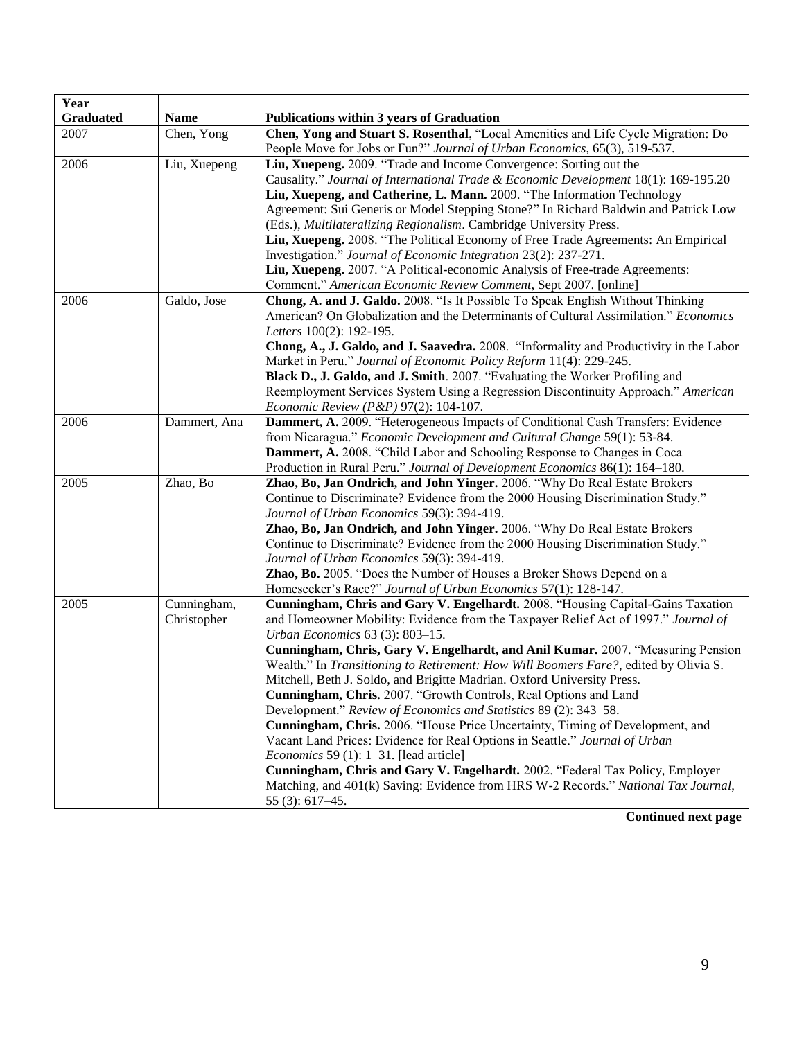| Year Graduated | Name | Publications within 3 years of Graduation |
|---|---|---|
| 2007 | Chen, Yong | **Chen, Yong and Stuart S. Rosenthal**, "Local Amenities and Life Cycle Migration: Do People Move for Jobs or Fun?" *Journal of Urban Economics*, 65(3), 519-537. |
| 2006 | Liu, Xuepeng | **Liu, Xuepeng.** 2009. "Trade and Income Convergence: Sorting out the Causality." *Journal of International Trade & Economic Development* 18(1): 169-195.20 **Liu, Xuepeng, and Catherine, L. Mann.** 2009. "The Information Technology Agreement: Sui Generis or Model Stepping Stone?" In Richard Baldwin and Patrick Low (Eds.), *Multilateralizing Regionalism*. Cambridge University Press. **Liu, Xuepeng.** 2008. "The Political Economy of Free Trade Agreements: An Empirical Investigation." *Journal of Economic Integration* 23(2): 237-271. **Liu, Xuepeng.** 2007. "A Political-economic Analysis of Free-trade Agreements: Comment." *American Economic Review Comment*, Sept 2007. [online] |
| 2006 | Galdo, Jose | **Chong, A. and J. Galdo.** 2008. "Is It Possible To Speak English Without Thinking American? On Globalization and the Determinants of Cultural Assimilation." *Economics Letters* 100(2): 192-195. **Chong, A., J. Galdo, and J. Saavedra.** 2008. "Informality and Productivity in the Labor Market in Peru." *Journal of Economic Policy Reform* 11(4): 229-245. **Black D., J. Galdo, and J. Smith**. 2007. "Evaluating the Worker Profiling and Reemployment Services System Using a Regression Discontinuity Approach." *American Economic Review (P&P)* 97(2): 104-107. |
| 2006 | Dammert, Ana | **Dammert, A.** 2009. "Heterogeneous Impacts of Conditional Cash Transfers: Evidence from Nicaragua." *Economic Development and Cultural Change* 59(1): 53-84. **Dammert, A.** 2008. "Child Labor and Schooling Response to Changes in Coca Production in Rural Peru." *Journal of Development Economics* 86(1): 164–180. |
| 2005 | Zhao, Bo | **Zhao, Bo, Jan Ondrich, and John Yinger.** 2006. "Why Do Real Estate Brokers Continue to Discriminate? Evidence from the 2000 Housing Discrimination Study." *Journal of Urban Economics* 59(3): 394-419. **Zhao, Bo, Jan Ondrich, and John Yinger.** 2006. "Why Do Real Estate Brokers Continue to Discriminate? Evidence from the 2000 Housing Discrimination Study." *Journal of Urban Economics* 59(3): 394-419. **Zhao, Bo.** 2005. "Does the Number of Houses a Broker Shows Depend on a Homeseeker's Race?" *Journal of Urban Economics* 57(1): 128-147. |
| 2005 | Cunningham, Christopher | **Cunningham, Chris and Gary V. Engelhardt.** 2008. "Housing Capital-Gains Taxation and Homeowner Mobility: Evidence from the Taxpayer Relief Act of 1997." *Journal of Urban Economics* 63 (3): 803–15. **Cunningham, Chris, Gary V. Engelhardt, and Anil Kumar.** 2007. "Measuring Pension Wealth." In *Transitioning to Retirement: How Will Boomers Fare?*, edited by Olivia S. Mitchell, Beth J. Soldo, and Brigitte Madrian. Oxford University Press. **Cunningham, Chris.** 2007. "Growth Controls, Real Options and Land Development." *Review of Economics and Statistics* 89 (2): 343–58. **Cunningham, Chris.** 2006. "House Price Uncertainty, Timing of Development, and Vacant Land Prices: Evidence for Real Options in Seattle." *Journal of Urban Economics* 59 (1): 1–31. [lead article] **Cunningham, Chris and Gary V. Engelhardt.** 2002. "Federal Tax Policy, Employer Matching, and 401(k) Saving: Evidence from HRS W-2 Records." *National Tax Journal*, 55 (3): 617–45. |

**Continued next page**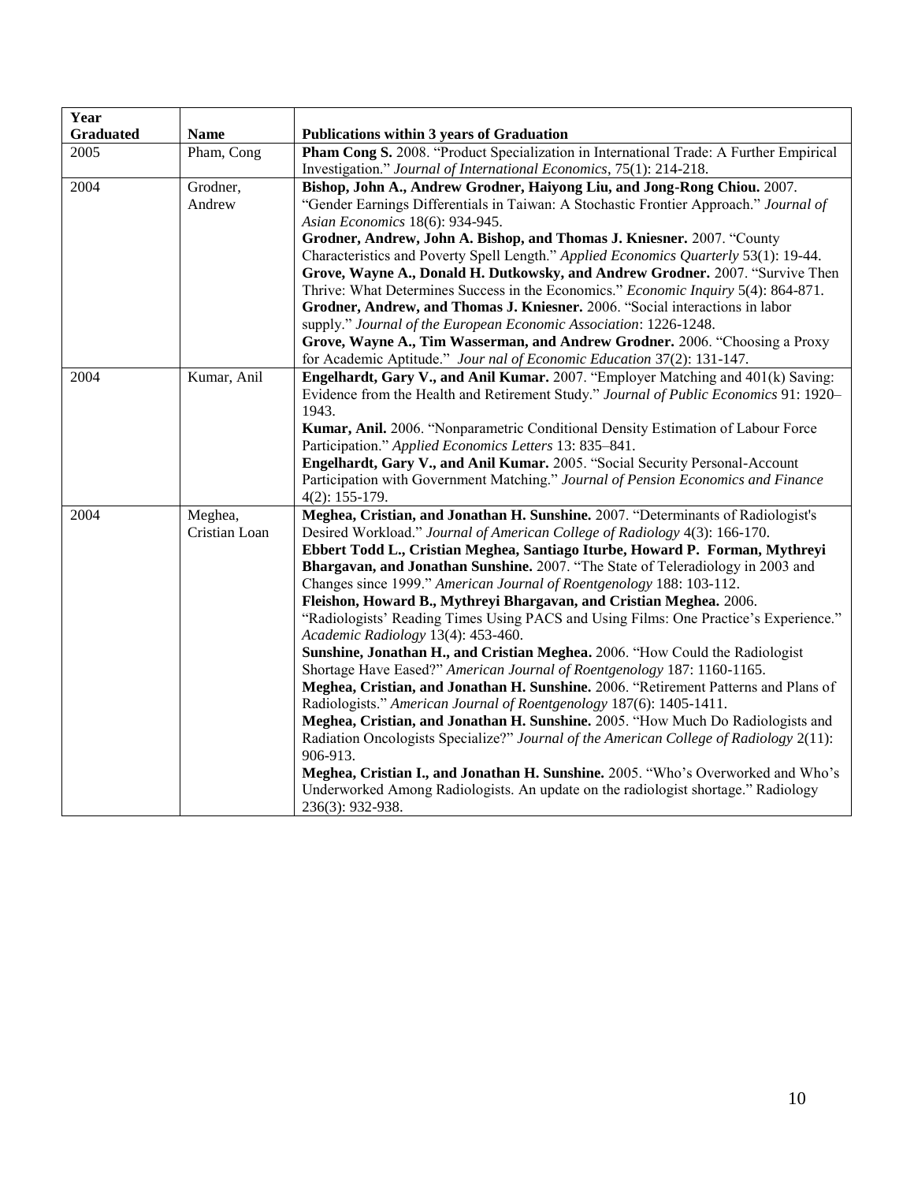| Year Graduated | Name | Publications within 3 years of Graduation |
|---|---|---|
| 2005 | Pham, Cong | **Pham Cong S.** 2008. "Product Specialization in International Trade: A Further Empirical Investigation." *Journal of International Economics*, 75(1): 214-218. |
| 2004 | Grodner, Andrew | **Bishop, John A., Andrew Grodner, Haiyong Liu, and Jong-Rong Chiou.** 2007. "Gender Earnings Differentials in Taiwan: A Stochastic Frontier Approach." *Journal of Asian Economics* 18(6): 934-945. <br> **Grodner, Andrew, John A. Bishop, and Thomas J. Kniesner.** 2007. "County Characteristics and Poverty Spell Length." *Applied Economics Quarterly* 53(1): 19-44. <br> **Grove, Wayne A., Donald H. Dutkowsky, and Andrew Grodner.** 2007. "Survive Then Thrive: What Determines Success in the Economics." *Economic Inquiry* 5(4): 864-871. <br> **Grodner, Andrew, and Thomas J. Kniesner.** 2006. "Social interactions in labor supply." *Journal of the European Economic Association*: 1226-1248. <br> **Grove, Wayne A., Tim Wasserman, and Andrew Grodner.** 2006. "Choosing a Proxy for Academic Aptitude." *Jour nal of Economic Education* 37(2): 131-147. |
| 2004 | Kumar, Anil | **Engelhardt, Gary V., and Anil Kumar.** 2007. "Employer Matching and 401(k) Saving: Evidence from the Health and Retirement Study." *Journal of Public Economics* 91: 1920–1943. <br> **Kumar, Anil.** 2006. "Nonparametric Conditional Density Estimation of Labour Force Participation." *Applied Economics Letters* 13: 835–841. <br> **Engelhardt, Gary V., and Anil Kumar.** 2005. "Social Security Personal-Account Participation with Government Matching." *Journal of Pension Economics and Finance* 4(2): 155-179. |
| 2004 | Meghea, Cristian Loan | **Meghea, Cristian, and Jonathan H. Sunshine.** 2007. "Determinants of Radiologist's Desired Workload." *Journal of American College of Radiology* 4(3): 166-170. <br> **Ebbert Todd L., Cristian Meghea, Santiago Iturbe, Howard P. Forman, Mythreyi Bhargavan, and Jonathan Sunshine.** 2007. "The State of Teleradiology in 2003 and Changes since 1999." *American Journal of Roentgenology* 188: 103-112. <br> **Fleishon, Howard B., Mythreyi Bhargavan, and Cristian Meghea.** 2006. "Radiologists' Reading Times Using PACS and Using Films: One Practice's Experience." *Academic Radiology* 13(4): 453-460. <br> **Sunshine, Jonathan H., and Cristian Meghea.** 2006. "How Could the Radiologist Shortage Have Eased?" *American Journal of Roentgenology* 187: 1160-1165. <br> **Meghea, Cristian, and Jonathan H. Sunshine.** 2006. "Retirement Patterns and Plans of Radiologists." *American Journal of Roentgenology* 187(6): 1405-1411. <br> **Meghea, Cristian, and Jonathan H. Sunshine.** 2005. "How Much Do Radiologists and Radiation Oncologists Specialize?" *Journal of the American College of Radiology* 2(11): 906-913. <br> **Meghea, Cristian I., and Jonathan H. Sunshine.** 2005. "Who's Overworked and Who's Underworked Among Radiologists. An update on the radiologist shortage." Radiology 236(3): 932-938. |